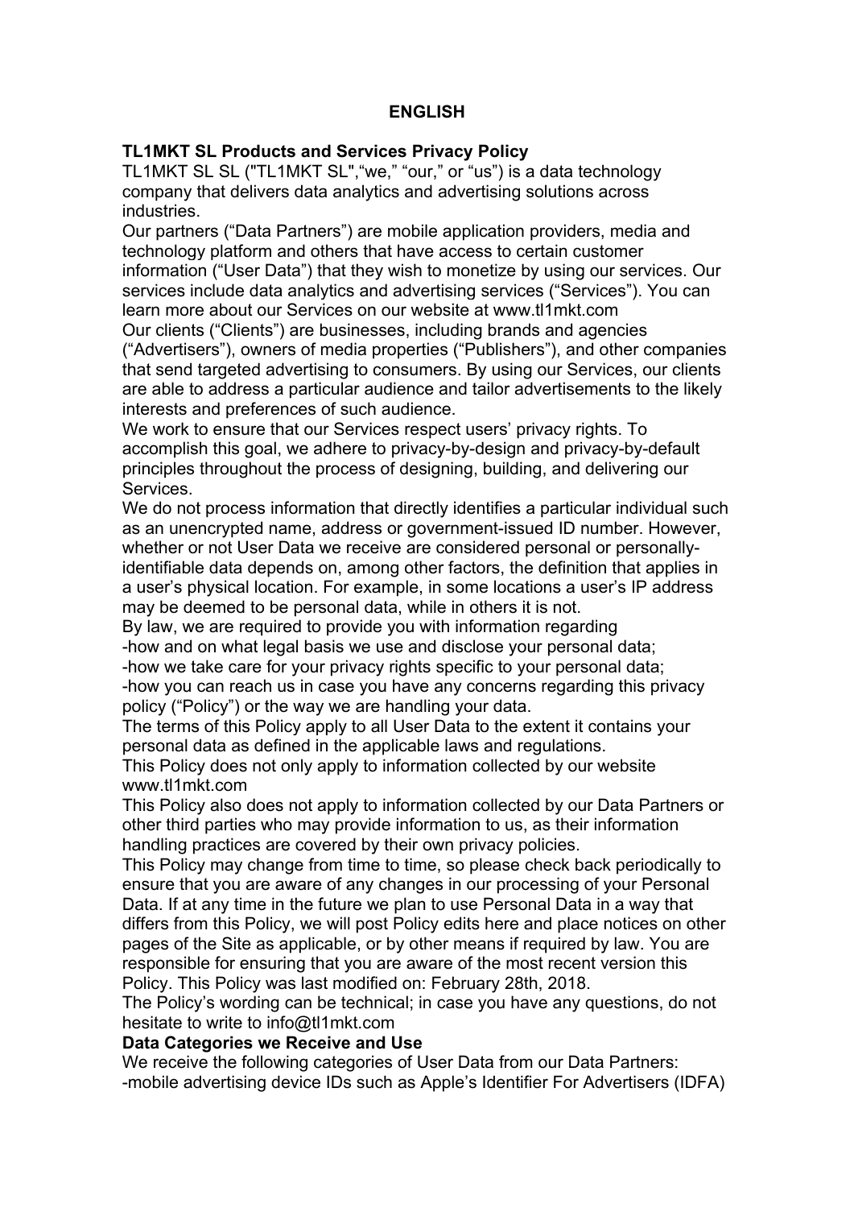## ENGLISH

### TL1MKT SL Products and Services Privacy Policy

TL1MKT SL SL ("TL1MKT SL","we," "our," or "us") is a data technology company that delivers data analytics and advertising solutions across industries.

Our partners ("Data Partners") are mobile application providers, media and technology platform and others that have access to certain customer information ("User Data") that they wish to monetize by using our services. Our services include data analytics and advertising services ("Services"). You can learn more about our Services on our website at www.tl1mkt.com

Our clients ("Clients") are businesses, including brands and agencies ("Advertisers"), owners of media properties ("Publishers"), and other companies that send targeted advertising to consumers. By using our Services, our clients are able to address a particular audience and tailor advertisements to the likely interests and preferences of such audience.

We work to ensure that our Services respect users' privacy rights. To accomplish this goal, we adhere to privacy-by-design and privacy-by-default principles throughout the process of designing, building, and delivering our Services.

We do not process information that directly identifies a particular individual such as an unencrypted name, address or government-issued ID number. However, whether or not User Data we receive are considered personal or personally-identifiable data depends on, among other factors, the definition that applies in a user's physical location. For example, in some locations a user's IP address may be deemed to be personal data, while in others it is not.

By law, we are required to provide you with information regarding

-how and on what legal basis we use and disclose your personal data;

-how we take care for your privacy rights specific to your personal data;

-how you can reach us in case you have any concerns regarding this privacy policy ("Policy") or the way we are handling your data.

The terms of this Policy apply to all User Data to the extent it contains your personal data as defined in the applicable laws and regulations.

This Policy does not only apply to information collected by our website www.tl1mkt.com

This Policy also does not apply to information collected by our Data Partners or other third parties who may provide information to us, as their information handling practices are covered by their own privacy policies.

This Policy may change from time to time, so please check back periodically to ensure that you are aware of any changes in our processing of your Personal Data. If at any time in the future we plan to use Personal Data in a way that differs from this Policy, we will post Policy edits here and place notices on other pages of the Site as applicable, or by other means if required by law. You are responsible for ensuring that you are aware of the most recent version this Policy. This Policy was last modified on: February 28th, 2018.

The Policy's wording can be technical; in case you have any questions, do not hesitate to write to info@tl1mkt.com

### Data Categories we Receive and Use

We receive the following categories of User Data from our Data Partners:

-mobile advertising device IDs such as Apple's Identifier For Advertisers (IDFA)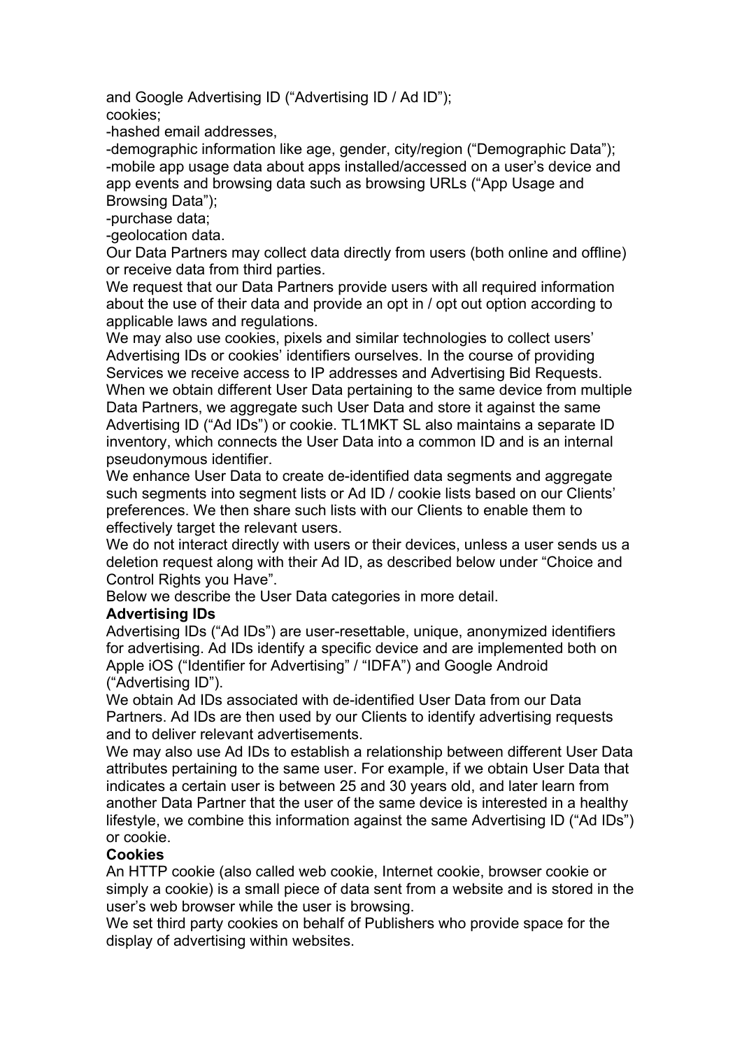and Google Advertising ID ("Advertising ID / Ad ID");
cookies;
-hashed email addresses,
-demographic information like age, gender, city/region ("Demographic Data");
-mobile app usage data about apps installed/accessed on a user's device and app events and browsing data such as browsing URLs ("App Usage and Browsing Data");
-purchase data;
-geolocation data.

Our Data Partners may collect data directly from users (both online and offline) or receive data from third parties.

We request that our Data Partners provide users with all required information about the use of their data and provide an opt in / opt out option according to applicable laws and regulations.

We may also use cookies, pixels and similar technologies to collect users' Advertising IDs or cookies' identifiers ourselves. In the course of providing Services we receive access to IP addresses and Advertising Bid Requests.

When we obtain different User Data pertaining to the same device from multiple Data Partners, we aggregate such User Data and store it against the same Advertising ID ("Ad IDs") or cookie. TL1MKT SL also maintains a separate ID inventory, which connects the User Data into a common ID and is an internal pseudonymous identifier.

We enhance User Data to create de-identified data segments and aggregate such segments into segment lists or Ad ID / cookie lists based on our Clients' preferences. We then share such lists with our Clients to enable them to effectively target the relevant users.

We do not interact directly with users or their devices, unless a user sends us a deletion request along with their Ad ID, as described below under "Choice and Control Rights you Have".

Below we describe the User Data categories in more detail.

**Advertising IDs**

Advertising IDs ("Ad IDs") are user-resettable, unique, anonymized identifiers for advertising. Ad IDs identify a specific device and are implemented both on Apple iOS ("Identifier for Advertising" / "IDFA") and Google Android ("Advertising ID").

We obtain Ad IDs associated with de-identified User Data from our Data Partners. Ad IDs are then used by our Clients to identify advertising requests and to deliver relevant advertisements.

We may also use Ad IDs to establish a relationship between different User Data attributes pertaining to the same user. For example, if we obtain User Data that indicates a certain user is between 25 and 30 years old, and later learn from another Data Partner that the user of the same device is interested in a healthy lifestyle, we combine this information against the same Advertising ID ("Ad IDs") or cookie.

**Cookies**

An HTTP cookie (also called web cookie, Internet cookie, browser cookie or simply a cookie) is a small piece of data sent from a website and is stored in the user's web browser while the user is browsing.

We set third party cookies on behalf of Publishers who provide space for the display of advertising within websites.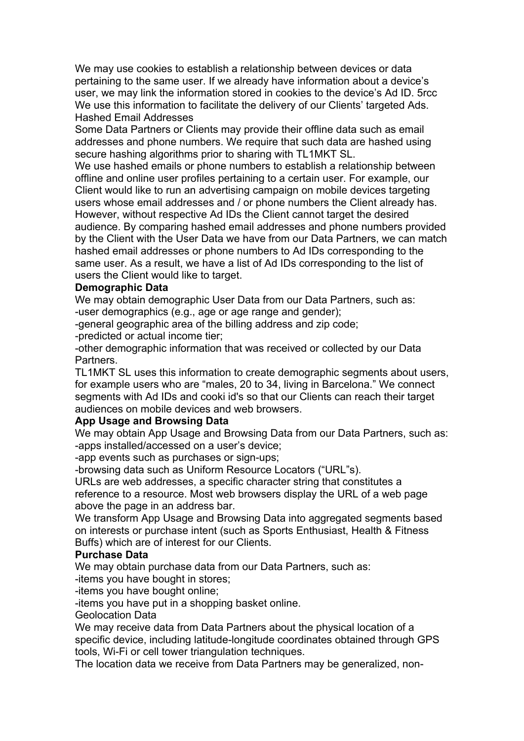We may use cookies to establish a relationship between devices or data pertaining to the same user. If we already have information about a device's user, we may link the information stored in cookies to the device's Ad ID. 5rcc We use this information to facilitate the delivery of our Clients' targeted Ads.

Hashed Email Addresses

Some Data Partners or Clients may provide their offline data such as email addresses and phone numbers. We require that such data are hashed using secure hashing algorithms prior to sharing with TL1MKT SL.

We use hashed emails or phone numbers to establish a relationship between offline and online user profiles pertaining to a certain user. For example, our Client would like to run an advertising campaign on mobile devices targeting users whose email addresses and / or phone numbers the Client already has. However, without respective Ad IDs the Client cannot target the desired audience. By comparing hashed email addresses and phone numbers provided by the Client with the User Data we have from our Data Partners, we can match hashed email addresses or phone numbers to Ad IDs corresponding to the same user. As a result, we have a list of Ad IDs corresponding to the list of users the Client would like to target.

**Demographic Data**

We may obtain demographic User Data from our Data Partners, such as:

-user demographics (e.g., age or age range and gender);

-general geographic area of the billing address and zip code;

-predicted or actual income tier;

-other demographic information that was received or collected by our Data Partners.

TL1MKT SL uses this information to create demographic segments about users, for example users who are "males, 20 to 34, living in Barcelona." We connect segments with Ad IDs and cooki id's so that our Clients can reach their target audiences on mobile devices and web browsers.

**App Usage and Browsing Data**

We may obtain App Usage and Browsing Data from our Data Partners, such as:

-apps installed/accessed on a user's device;

-app events such as purchases or sign-ups;

-browsing data such as Uniform Resource Locators ("URL"s).

URLs are web addresses, a specific character string that constitutes a reference to a resource. Most web browsers display the URL of a web page above the page in an address bar.

We transform App Usage and Browsing Data into aggregated segments based on interests or purchase intent (such as Sports Enthusiast, Health & Fitness Buffs) which are of interest for our Clients.

**Purchase Data**

We may obtain purchase data from our Data Partners, such as:

-items you have bought in stores;

-items you have bought online;

-items you have put in a shopping basket online.

Geolocation Data

We may receive data from Data Partners about the physical location of a specific device, including latitude-longitude coordinates obtained through GPS tools, Wi-Fi or cell tower triangulation techniques.

The location data we receive from Data Partners may be generalized, non-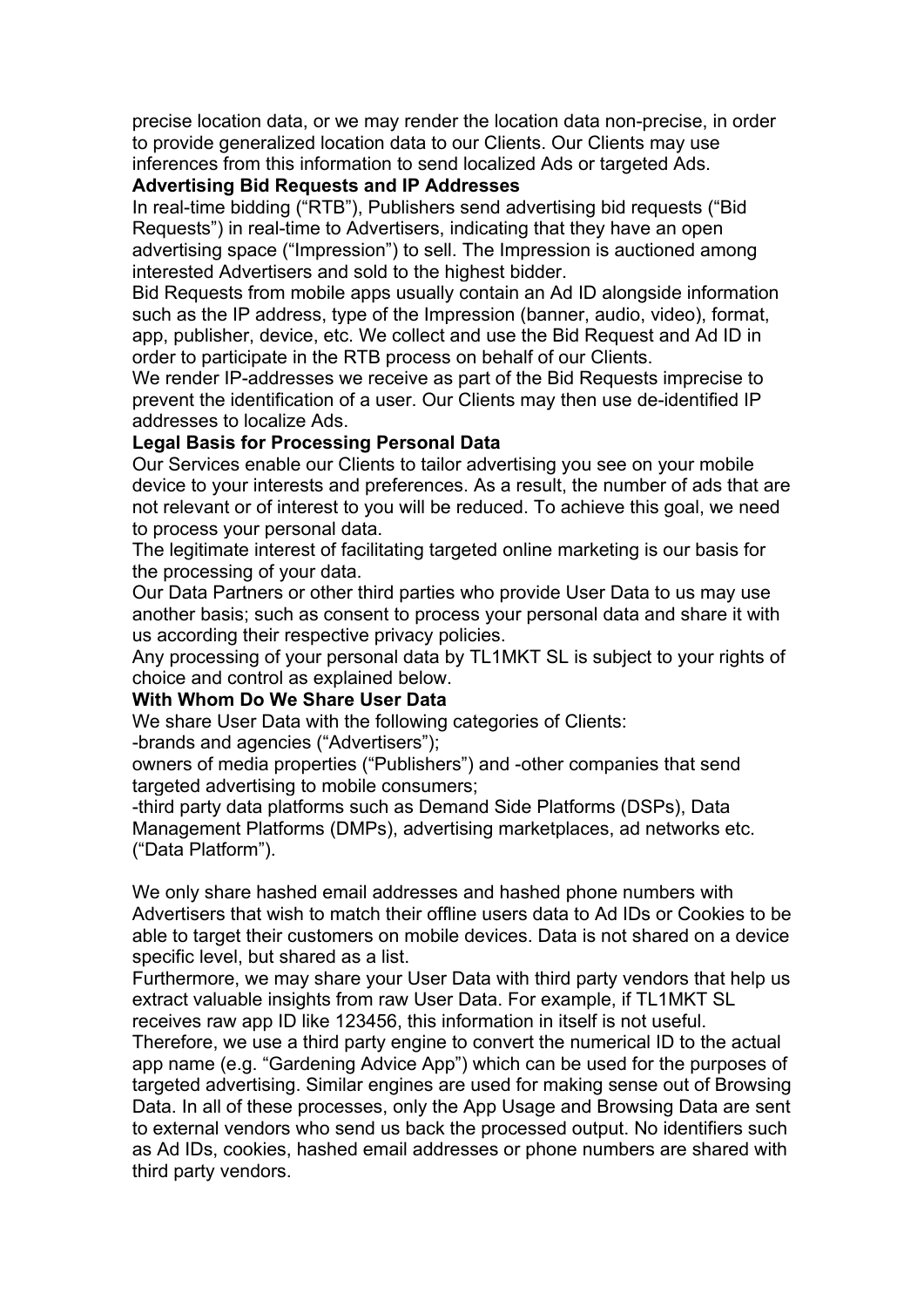precise location data, or we may render the location data non-precise, in order to provide generalized location data to our Clients. Our Clients may use inferences from this information to send localized Ads or targeted Ads.

**Advertising Bid Requests and IP Addresses**

In real-time bidding ("RTB"), Publishers send advertising bid requests ("Bid Requests") in real-time to Advertisers, indicating that they have an open advertising space ("Impression") to sell. The Impression is auctioned among interested Advertisers and sold to the highest bidder.

Bid Requests from mobile apps usually contain an Ad ID alongside information such as the IP address, type of the Impression (banner, audio, video), format, app, publisher, device, etc. We collect and use the Bid Request and Ad ID in order to participate in the RTB process on behalf of our Clients.

We render IP-addresses we receive as part of the Bid Requests imprecise to prevent the identification of a user. Our Clients may then use de-identified IP addresses to localize Ads.

**Legal Basis for Processing Personal Data**

Our Services enable our Clients to tailor advertising you see on your mobile device to your interests and preferences. As a result, the number of ads that are not relevant or of interest to you will be reduced. To achieve this goal, we need to process your personal data.

The legitimate interest of facilitating targeted online marketing is our basis for the processing of your data.

Our Data Partners or other third parties who provide User Data to us may use another basis; such as consent to process your personal data and share it with us according their respective privacy policies.

Any processing of your personal data by TL1MKT SL is subject to your rights of choice and control as explained below.

**With Whom Do We Share User Data**

We share User Data with the following categories of Clients:

-brands and agencies ("Advertisers");

owners of media properties ("Publishers") and -other companies that send targeted advertising to mobile consumers;

-third party data platforms such as Demand Side Platforms (DSPs), Data Management Platforms (DMPs), advertising marketplaces, ad networks etc. ("Data Platform").

We only share hashed email addresses and hashed phone numbers with Advertisers that wish to match their offline users data to Ad IDs or Cookies to be able to target their customers on mobile devices. Data is not shared on a device specific level, but shared as a list.

Furthermore, we may share your User Data with third party vendors that help us extract valuable insights from raw User Data. For example, if TL1MKT SL receives raw app ID like 123456, this information in itself is not useful. Therefore, we use a third party engine to convert the numerical ID to the actual app name (e.g. "Gardening Advice App") which can be used for the purposes of targeted advertising. Similar engines are used for making sense out of Browsing Data. In all of these processes, only the App Usage and Browsing Data are sent to external vendors who send us back the processed output. No identifiers such as Ad IDs, cookies, hashed email addresses or phone numbers are shared with third party vendors.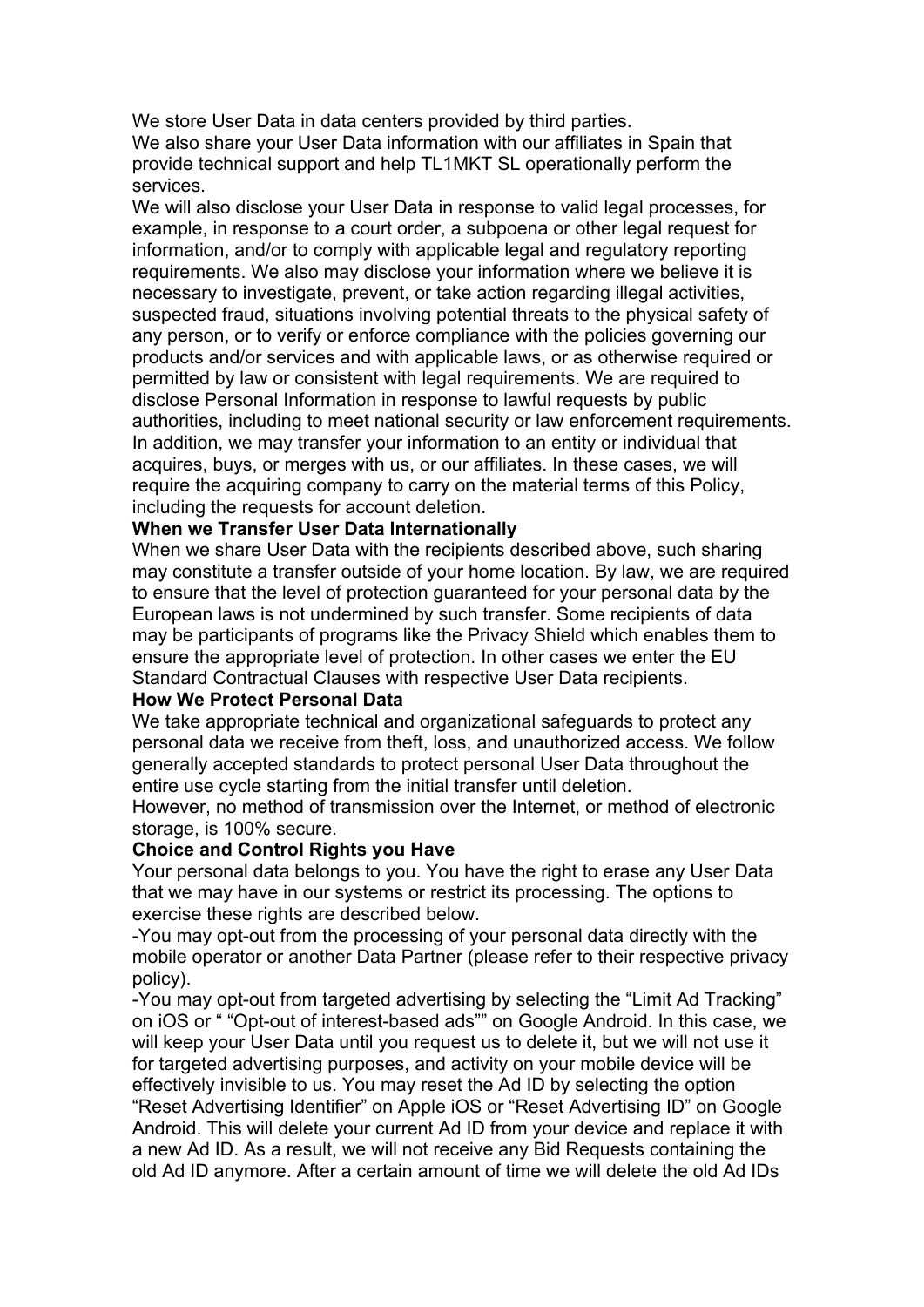We store User Data in data centers provided by third parties.
We also share your User Data information with our affiliates in Spain that provide technical support and help TL1MKT SL operationally perform the services.
We will also disclose your User Data in response to valid legal processes, for example, in response to a court order, a subpoena or other legal request for information, and/or to comply with applicable legal and regulatory reporting requirements. We also may disclose your information where we believe it is necessary to investigate, prevent, or take action regarding illegal activities, suspected fraud, situations involving potential threats to the physical safety of any person, or to verify or enforce compliance with the policies governing our products and/or services and with applicable laws, or as otherwise required or permitted by law or consistent with legal requirements. We are required to disclose Personal Information in response to lawful requests by public authorities, including to meet national security or law enforcement requirements. In addition, we may transfer your information to an entity or individual that acquires, buys, or merges with us, or our affiliates. In these cases, we will require the acquiring company to carry on the material terms of this Policy, including the requests for account deletion.

**When we Transfer User Data Internationally**

When we share User Data with the recipients described above, such sharing may constitute a transfer outside of your home location. By law, we are required to ensure that the level of protection guaranteed for your personal data by the European laws is not undermined by such transfer. Some recipients of data may be participants of programs like the Privacy Shield which enables them to ensure the appropriate level of protection. In other cases we enter the EU Standard Contractual Clauses with respective User Data recipients.

**How We Protect Personal Data**

We take appropriate technical and organizational safeguards to protect any personal data we receive from theft, loss, and unauthorized access. We follow generally accepted standards to protect personal User Data throughout the entire use cycle starting from the initial transfer until deletion.
However, no method of transmission over the Internet, or method of electronic storage, is 100% secure.

**Choice and Control Rights you Have**

Your personal data belongs to you. You have the right to erase any User Data that we may have in our systems or restrict its processing. The options to exercise these rights are described below.

-You may opt-out from the processing of your personal data directly with the mobile operator or another Data Partner (please refer to their respective privacy policy).

-You may opt-out from targeted advertising by selecting the "Limit Ad Tracking" on iOS or " "Opt-out of interest-based ads"" on Google Android. In this case, we will keep your User Data until you request us to delete it, but we will not use it for targeted advertising purposes, and activity on your mobile device will be effectively invisible to us. You may reset the Ad ID by selecting the option "Reset Advertising Identifier" on Apple iOS or "Reset Advertising ID" on Google Android. This will delete your current Ad ID from your device and replace it with a new Ad ID. As a result, we will not receive any Bid Requests containing the old Ad ID anymore. After a certain amount of time we will delete the old Ad IDs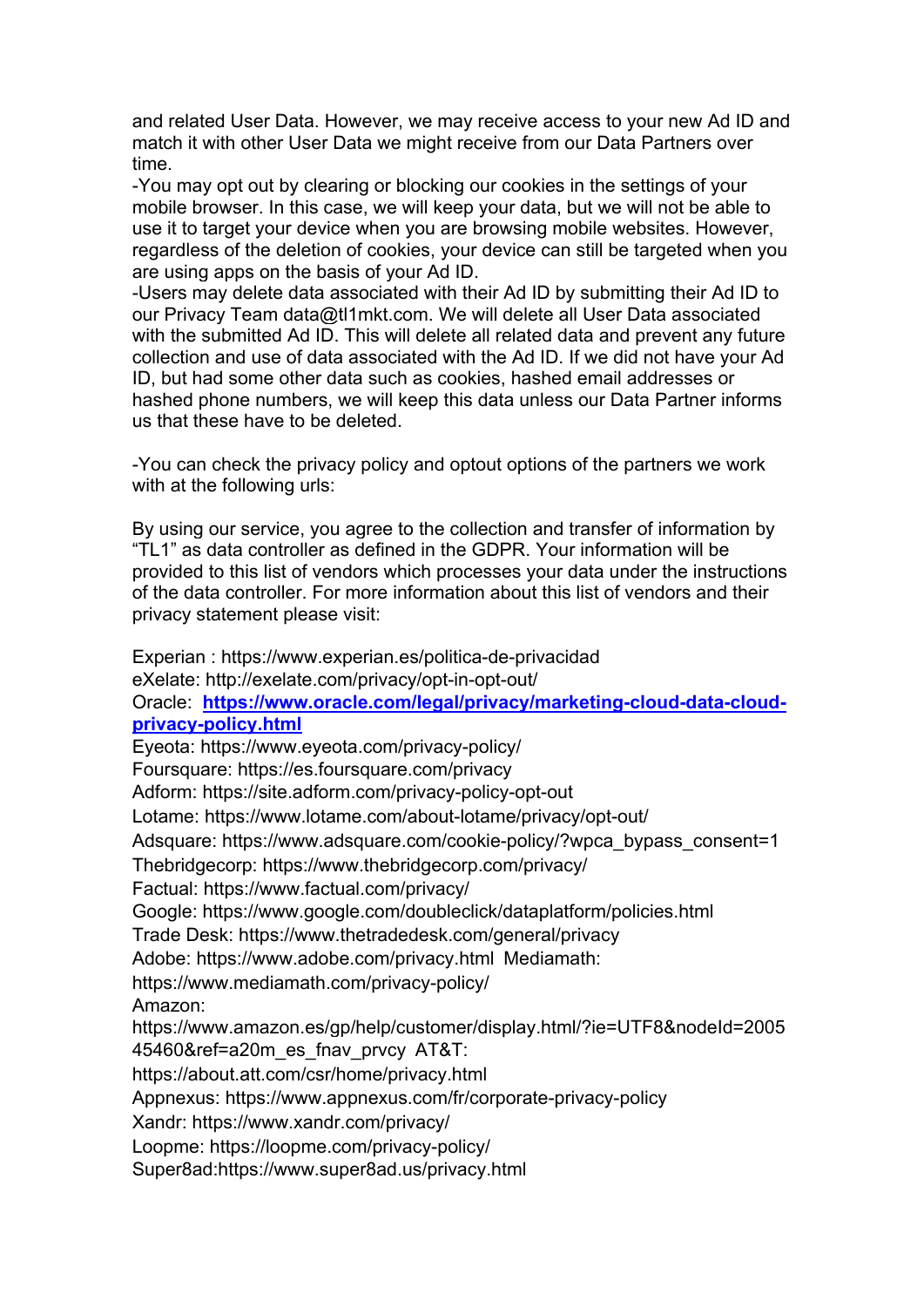and related User Data. However, we may receive access to your new Ad ID and match it with other User Data we might receive from our Data Partners over time.

-You may opt out by clearing or blocking our cookies in the settings of your mobile browser. In this case, we will keep your data, but we will not be able to use it to target your device when you are browsing mobile websites. However, regardless of the deletion of cookies, your device can still be targeted when you are using apps on the basis of your Ad ID.

-Users may delete data associated with their Ad ID by submitting their Ad ID to our Privacy Team data@tl1mkt.com. We will delete all User Data associated with the submitted Ad ID. This will delete all related data and prevent any future collection and use of data associated with the Ad ID. If we did not have your Ad ID, but had some other data such as cookies, hashed email addresses or hashed phone numbers, we will keep this data unless our Data Partner informs us that these have to be deleted.

-You can check the privacy policy and optout options of the partners we work with at the following urls:

By using our service, you agree to the collection and transfer of information by "TL1" as data controller as defined in the GDPR. Your information will be provided to this list of vendors which processes your data under the instructions of the data controller. For more information about this list of vendors and their privacy statement please visit:

Experian : https://www.experian.es/politica-de-privacidad
eXelate: http://exelate.com/privacy/opt-in-opt-out/
Oracle: **https://www.oracle.com/legal/privacy/marketing-cloud-data-cloud-privacy-policy.html**
Eyeota: https://www.eyeota.com/privacy-policy/
Foursquare: https://es.foursquare.com/privacy
Adform: https://site.adform.com/privacy-policy-opt-out
Lotame: https://www.lotame.com/about-lotame/privacy/opt-out/
Adsquare: https://www.adsquare.com/cookie-policy/?wpca_bypass_consent=1
Thebridgecorp: https://www.thebridgecorp.com/privacy/
Factual: https://www.factual.com/privacy/
Google: https://www.google.com/doubleclick/dataplatform/policies.html
Trade Desk: https://www.thetradedesk.com/general/privacy
Adobe: https://www.adobe.com/privacy.html Mediamath: https://www.mediamath.com/privacy-policy/
Amazon: https://www.amazon.es/gp/help/customer/display.html/?ie=UTF8&nodeId=200545460&ref=a20m_es_fnav_prvcy AT&T: https://about.att.com/csr/home/privacy.html
Appnexus: https://www.appnexus.com/fr/corporate-privacy-policy
Xandr: https://www.xandr.com/privacy/
Loopme: https://loopme.com/privacy-policy/
Super8ad:https://www.super8ad.us/privacy.html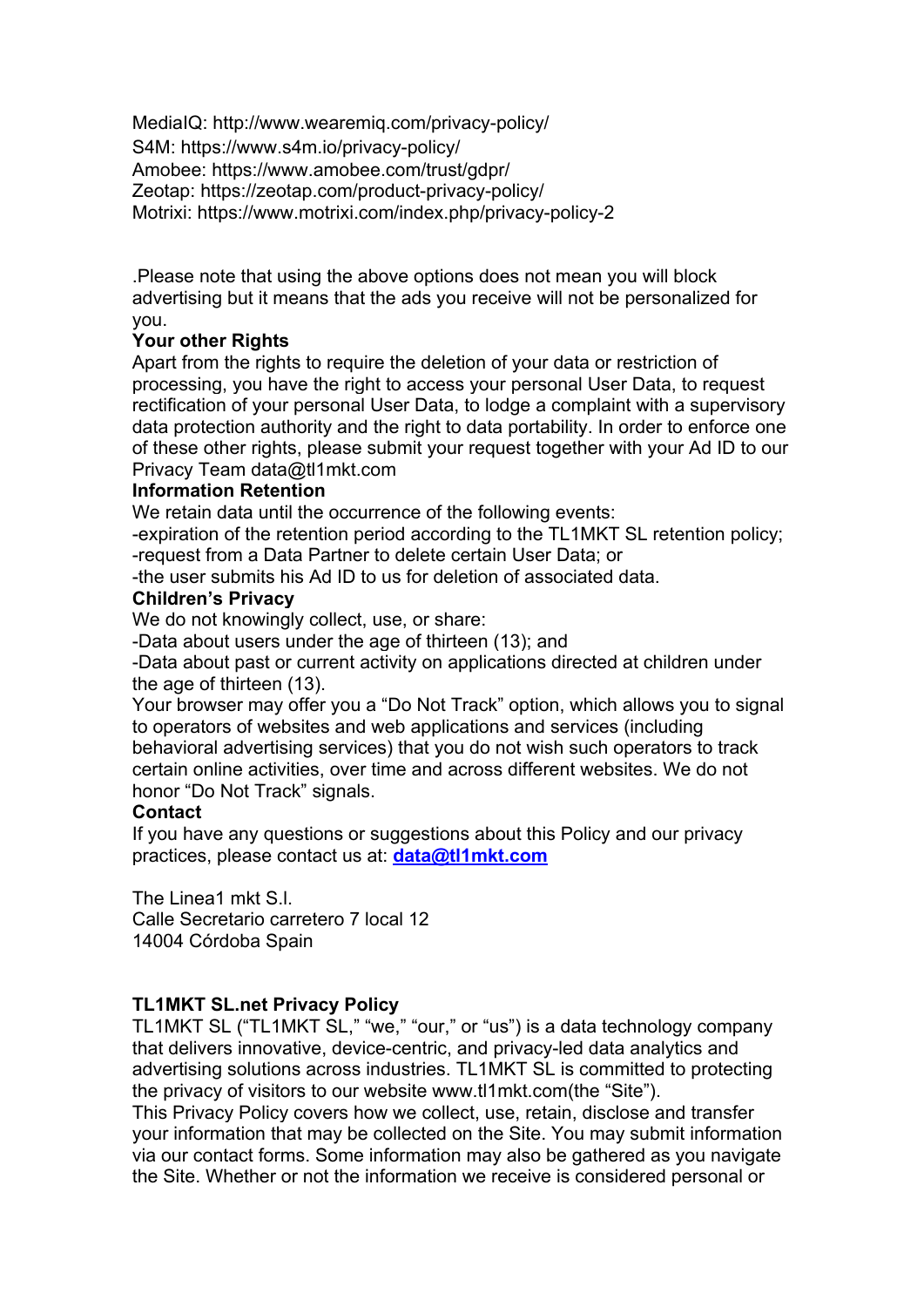MediaIQ: http://www.wearemiq.com/privacy-policy/
S4M: https://www.s4m.io/privacy-policy/
Amobee: https://www.amobee.com/trust/gdpr/
Zeotap: https://zeotap.com/product-privacy-policy/
Motrixi: https://www.motrixi.com/index.php/privacy-policy-2

.Please note that using the above options does not mean you will block advertising but it means that the ads you receive will not be personalized for you.

**Your other Rights**

Apart from the rights to require the deletion of your data or restriction of processing, you have the right to access your personal User Data, to request rectification of your personal User Data, to lodge a complaint with a supervisory data protection authority and the right to data portability. In order to enforce one of these other rights, please submit your request together with your Ad ID to our Privacy Team data@tl1mkt.com

**Information Retention**

We retain data until the occurrence of the following events:

-expiration of the retention period according to the TL1MKT SL retention policy;
-request from a Data Partner to delete certain User Data; or
-the user submits his Ad ID to us for deletion of associated data.

**Children's Privacy**

We do not knowingly collect, use, or share:

-Data about users under the age of thirteen (13); and
-Data about past or current activity on applications directed at children under the age of thirteen (13).

Your browser may offer you a "Do Not Track" option, which allows you to signal to operators of websites and web applications and services (including behavioral advertising services) that you do not wish such operators to track certain online activities, over time and across different websites. We do not honor "Do Not Track" signals.

**Contact**

If you have any questions or suggestions about this Policy and our privacy practices, please contact us at: **data@tl1mkt.com**

The Linea1 mkt S.l.
Calle Secretario carretero 7 local 12
14004 Córdoba Spain

**TL1MKT SL.net Privacy Policy**

TL1MKT SL ("TL1MKT SL," "we," "our," or "us") is a data technology company that delivers innovative, device-centric, and privacy-led data analytics and advertising solutions across industries. TL1MKT SL is committed to protecting the privacy of visitors to our website www.tl1mkt.com(the "Site").

This Privacy Policy covers how we collect, use, retain, disclose and transfer your information that may be collected on the Site. You may submit information via our contact forms. Some information may also be gathered as you navigate the Site. Whether or not the information we receive is considered personal or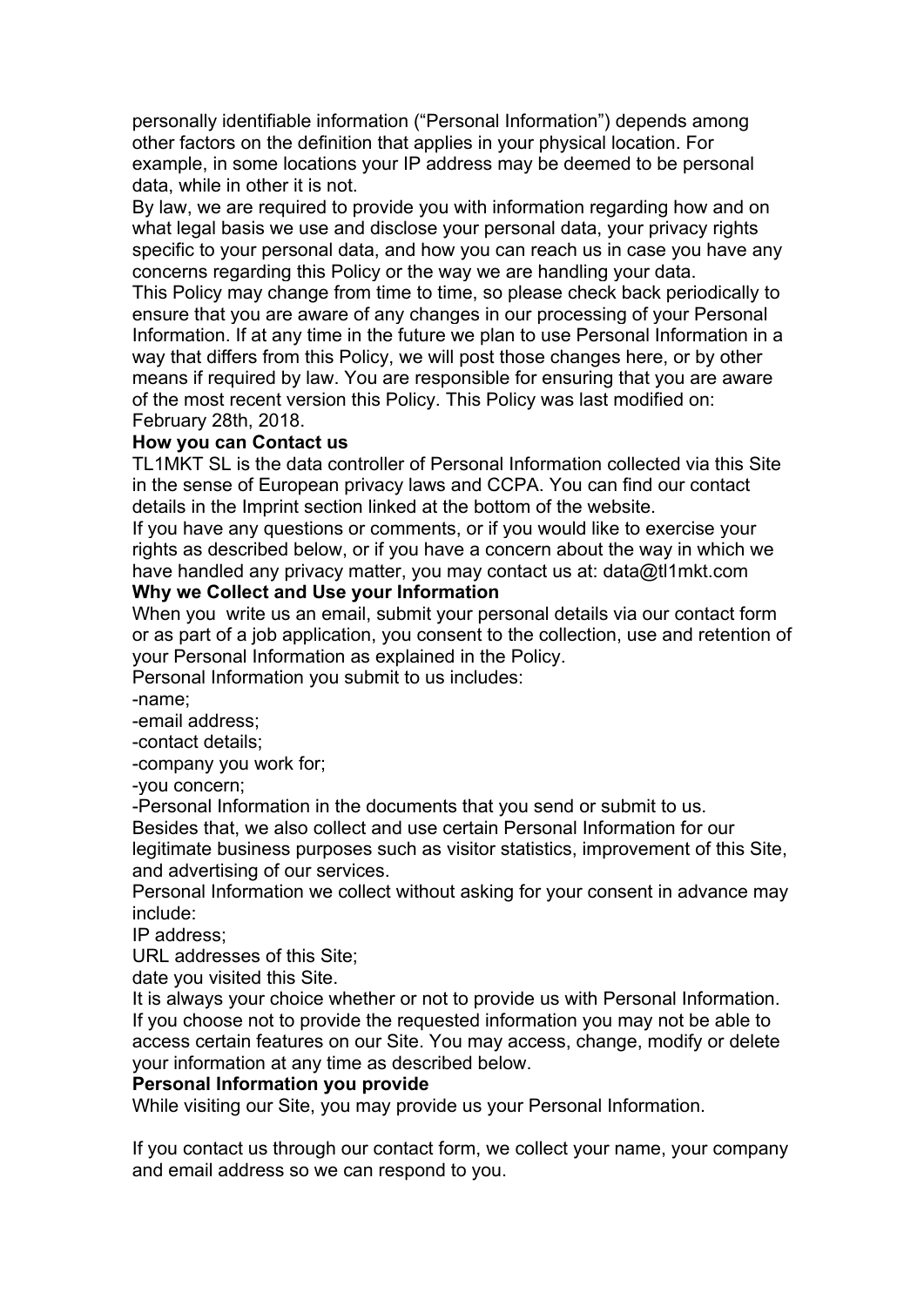personally identifiable information ("Personal Information") depends among other factors on the definition that applies in your physical location. For example, in some locations your IP address may be deemed to be personal data, while in other it is not.

By law, we are required to provide you with information regarding how and on what legal basis we use and disclose your personal data, your privacy rights specific to your personal data, and how you can reach us in case you have any concerns regarding this Policy or the way we are handling your data.

This Policy may change from time to time, so please check back periodically to ensure that you are aware of any changes in our processing of your Personal Information. If at any time in the future we plan to use Personal Information in a way that differs from this Policy, we will post those changes here, or by other means if required by law. You are responsible for ensuring that you are aware of the most recent version this Policy. This Policy was last modified on: February 28th, 2018.

**How you can Contact us**

TL1MKT SL is the data controller of Personal Information collected via this Site in the sense of European privacy laws and CCPA. You can find our contact details in the Imprint section linked at the bottom of the website.

If you have any questions or comments, or if you would like to exercise your rights as described below, or if you have a concern about the way in which we have handled any privacy matter, you may contact us at: data@tl1mkt.com

**Why we Collect and Use your Information**

When you write us an email, submit your personal details via our contact form or as part of a job application, you consent to the collection, use and retention of your Personal Information as explained in the Policy.

Personal Information you submit to us includes:

-name;

-email address;

-contact details;

-company you work for;

-you concern;

-Personal Information in the documents that you send or submit to us.

Besides that, we also collect and use certain Personal Information for our legitimate business purposes such as visitor statistics, improvement of this Site, and advertising of our services.

Personal Information we collect without asking for your consent in advance may include:

IP address;

URL addresses of this Site;

date you visited this Site.

It is always your choice whether or not to provide us with Personal Information. If you choose not to provide the requested information you may not be able to access certain features on our Site. You may access, change, modify or delete your information at any time as described below.

**Personal Information you provide**

While visiting our Site, you may provide us your Personal Information.

If you contact us through our contact form, we collect your name, your company and email address so we can respond to you.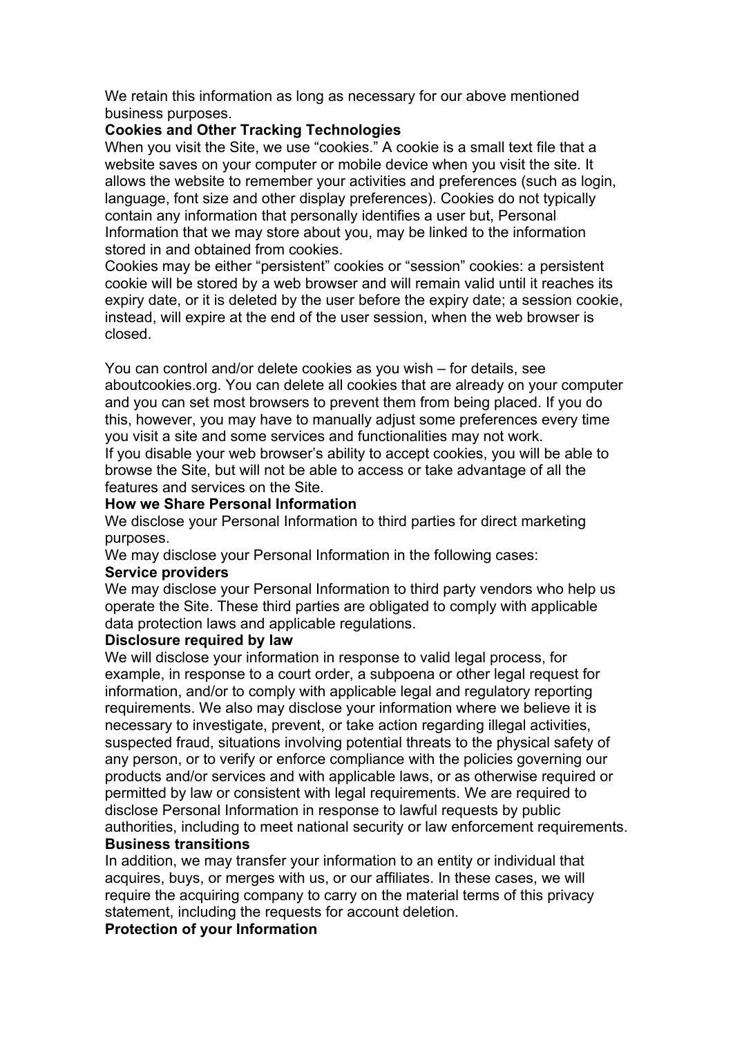We retain this information as long as necessary for our above mentioned business purposes.

**Cookies and Other Tracking Technologies**

When you visit the Site, we use "cookies." A cookie is a small text file that a website saves on your computer or mobile device when you visit the site. It allows the website to remember your activities and preferences (such as login, language, font size and other display preferences). Cookies do not typically contain any information that personally identifies a user but, Personal Information that we may store about you, may be linked to the information stored in and obtained from cookies.

Cookies may be either "persistent" cookies or "session" cookies: a persistent cookie will be stored by a web browser and will remain valid until it reaches its expiry date, or it is deleted by the user before the expiry date; a session cookie, instead, will expire at the end of the user session, when the web browser is closed.

You can control and/or delete cookies as you wish – for details, see aboutcookies.org. You can delete all cookies that are already on your computer and you can set most browsers to prevent them from being placed. If you do this, however, you may have to manually adjust some preferences every time you visit a site and some services and functionalities may not work.

If you disable your web browser's ability to accept cookies, you will be able to browse the Site, but will not be able to access or take advantage of all the features and services on the Site.

**How we Share Personal Information**

We disclose your Personal Information to third parties for direct marketing purposes.

We may disclose your Personal Information in the following cases:

**Service providers**

We may disclose your Personal Information to third party vendors who help us operate the Site. These third parties are obligated to comply with applicable data protection laws and applicable regulations.

**Disclosure required by law**

We will disclose your information in response to valid legal process, for example, in response to a court order, a subpoena or other legal request for information, and/or to comply with applicable legal and regulatory reporting requirements. We also may disclose your information where we believe it is necessary to investigate, prevent, or take action regarding illegal activities, suspected fraud, situations involving potential threats to the physical safety of any person, or to verify or enforce compliance with the policies governing our products and/or services and with applicable laws, or as otherwise required or permitted by law or consistent with legal requirements. We are required to disclose Personal Information in response to lawful requests by public authorities, including to meet national security or law enforcement requirements.

**Business transitions**

In addition, we may transfer your information to an entity or individual that acquires, buys, or merges with us, or our affiliates. In these cases, we will require the acquiring company to carry on the material terms of this privacy statement, including the requests for account deletion.

**Protection of your Information**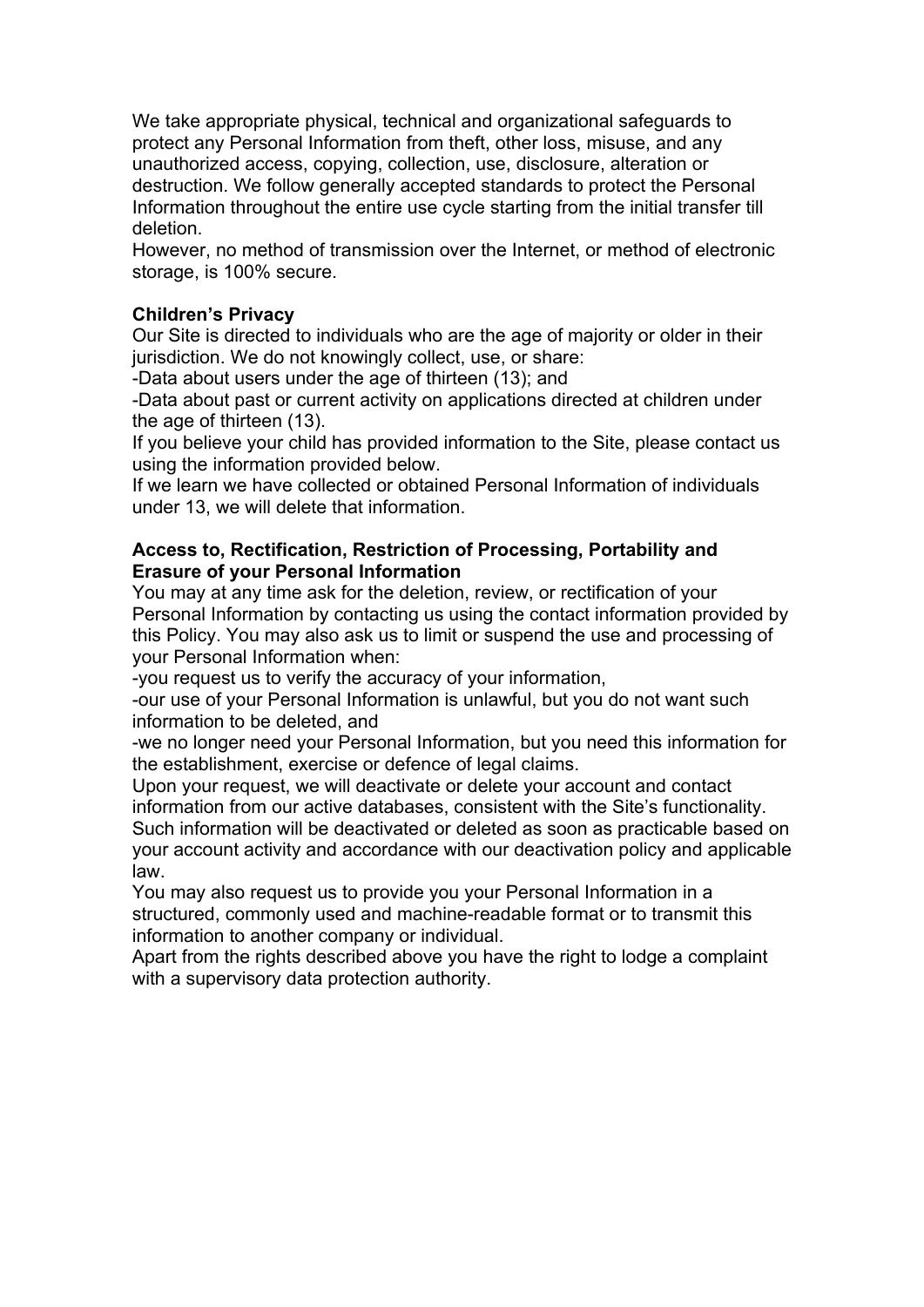We take appropriate physical, technical and organizational safeguards to protect any Personal Information from theft, other loss, misuse, and any unauthorized access, copying, collection, use, disclosure, alteration or destruction. We follow generally accepted standards to protect the Personal Information throughout the entire use cycle starting from the initial transfer till deletion.

However, no method of transmission over the Internet, or method of electronic storage, is 100% secure.

**Children's Privacy**

Our Site is directed to individuals who are the age of majority or older in their jurisdiction. We do not knowingly collect, use, or share:

-Data about users under the age of thirteen (13); and

-Data about past or current activity on applications directed at children under the age of thirteen (13).

If you believe your child has provided information to the Site, please contact us using the information provided below.

If we learn we have collected or obtained Personal Information of individuals under 13, we will delete that information.

**Access to, Rectification, Restriction of Processing, Portability and Erasure of your Personal Information**

You may at any time ask for the deletion, review, or rectification of your Personal Information by contacting us using the contact information provided by this Policy. You may also ask us to limit or suspend the use and processing of your Personal Information when:

-you request us to verify the accuracy of your information,

-our use of your Personal Information is unlawful, but you do not want such information to be deleted, and

-we no longer need your Personal Information, but you need this information for the establishment, exercise or defence of legal claims.

Upon your request, we will deactivate or delete your account and contact information from our active databases, consistent with the Site's functionality. Such information will be deactivated or deleted as soon as practicable based on your account activity and accordance with our deactivation policy and applicable law.

You may also request us to provide you your Personal Information in a structured, commonly used and machine-readable format or to transmit this information to another company or individual.

Apart from the rights described above you have the right to lodge a complaint with a supervisory data protection authority.